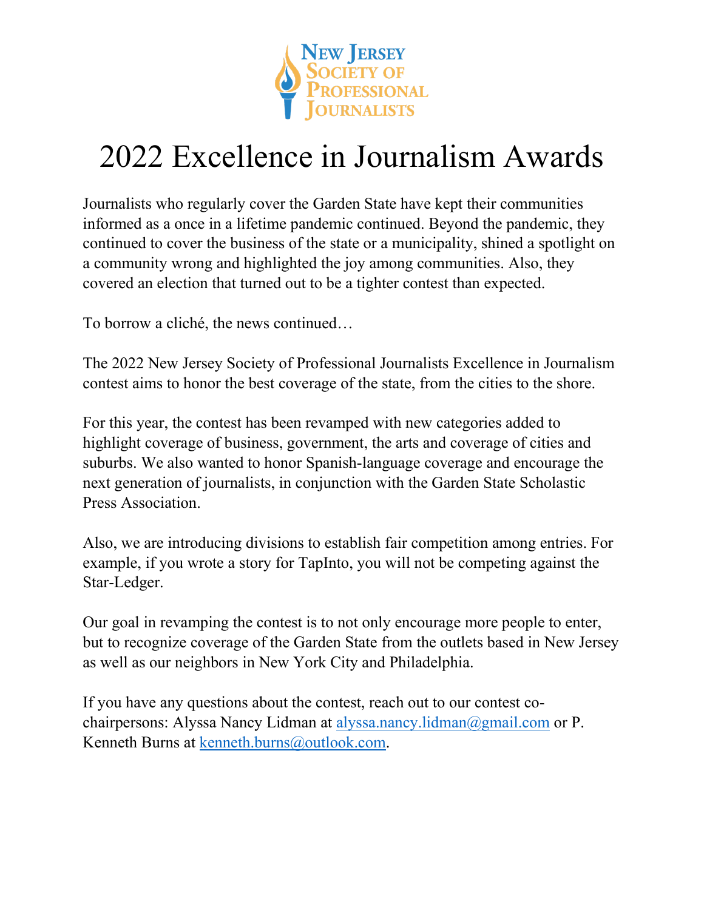New Jersey Society of Professional Journalists

# 2022 Excellence in Journalism Awards

Journalists who regularly cover the Garden State have kept their communities informed as a once in a lifetime pandemic continued. Beyond the pandemic, they continued to cover the business of the state or a municipality, shined a spotlight on a community wrong and highlighted the joy among communities. Also, they covered an election that turned out to be a tighter contest than expected.

To borrow a cliché, the news continued…

The 2022 New Jersey Society of Professional Journalists Excellence in Journalism contest aims to honor the best coverage of the state, from the cities to the shore.

For this year, the contest has been revamped with new categories added to highlight coverage of business, government, the arts and coverage of cities and suburbs. We also wanted to honor Spanish-language coverage and encourage the next generation of journalists, in conjunction with the Garden State Scholastic Press Association.

Also, we are introducing divisions to establish fair competition among entries. For example, if you wrote a story for TapInto, you will not be competing against the Star-Ledger.

Our goal in revamping the contest is to not only encourage more people to enter, but to recognize coverage of the Garden State from the outlets based in New Jersey as well as our neighbors in New York City and Philadelphia.

If you have any questions about the contest, reach out to our contest co-chairpersons: Alyssa Nancy Lidman at alyssa.nancy.lidman@gmail.com or P. Kenneth Burns at kenneth.burns@outlook.com.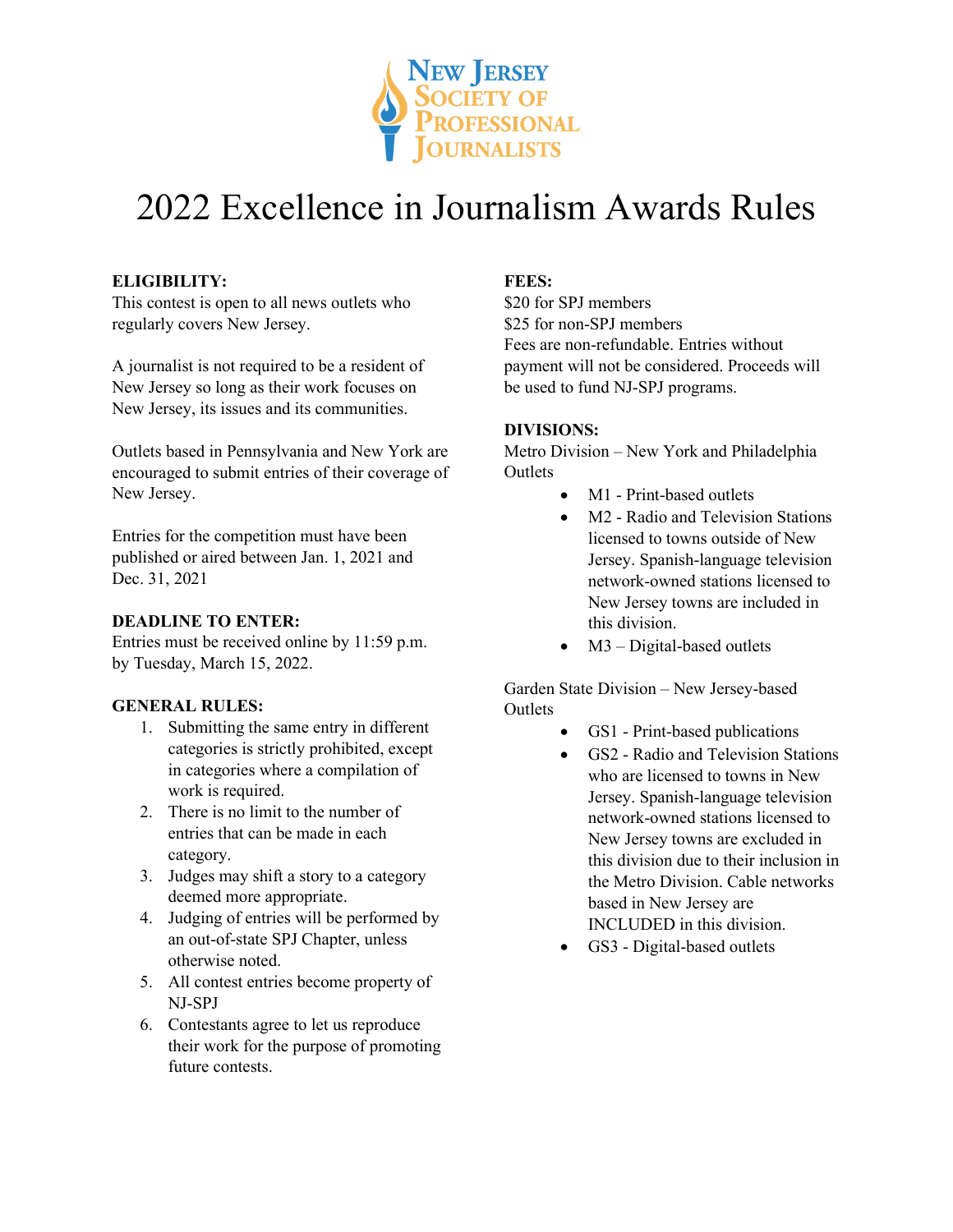New Jersey Society of Professional Journalists

# 2022 Excellence in Journalism Awards Rules

**ELIGIBILITY:**
This contest is open to all news outlets who regularly covers New Jersey.

A journalist is not required to be a resident of New Jersey so long as their work focuses on New Jersey, its issues and its communities.

Outlets based in Pennsylvania and New York are encouraged to submit entries of their coverage of New Jersey.

Entries for the competition must have been published or aired between Jan. 1, 2021 and Dec. 31, 2021

**DEADLINE TO ENTER:**
Entries must be received online by 11:59 p.m. by Tuesday, March 15, 2022.

**GENERAL RULES:**

1. Submitting the same entry in different categories is strictly prohibited, except in categories where a compilation of work is required.
2. There is no limit to the number of entries that can be made in each category.
3. Judges may shift a story to a category deemed more appropriate.
4. Judging of entries will be performed by an out-of-state SPJ Chapter, unless otherwise noted.
5. All contest entries become property of NJ-SPJ
6. Contestants agree to let us reproduce their work for the purpose of promoting future contests.

**FEES:**
$20 for SPJ members
$25 for non-SPJ members
Fees are non-refundable. Entries without payment will not be considered. Proceeds will be used to fund NJ-SPJ programs.

**DIVISIONS:**
Metro Division – New York and Philadelphia Outlets

- M1 - Print-based outlets
- M2 - Radio and Television Stations licensed to towns outside of New Jersey. Spanish-language television network-owned stations licensed to New Jersey towns are included in this division.
- M3 – Digital-based outlets

Garden State Division – New Jersey-based Outlets

- GS1 - Print-based publications
- GS2 - Radio and Television Stations who are licensed to towns in New Jersey. Spanish-language television network-owned stations licensed to New Jersey towns are excluded in this division due to their inclusion in the Metro Division. Cable networks based in New Jersey are INCLUDED in this division.
- GS3 - Digital-based outlets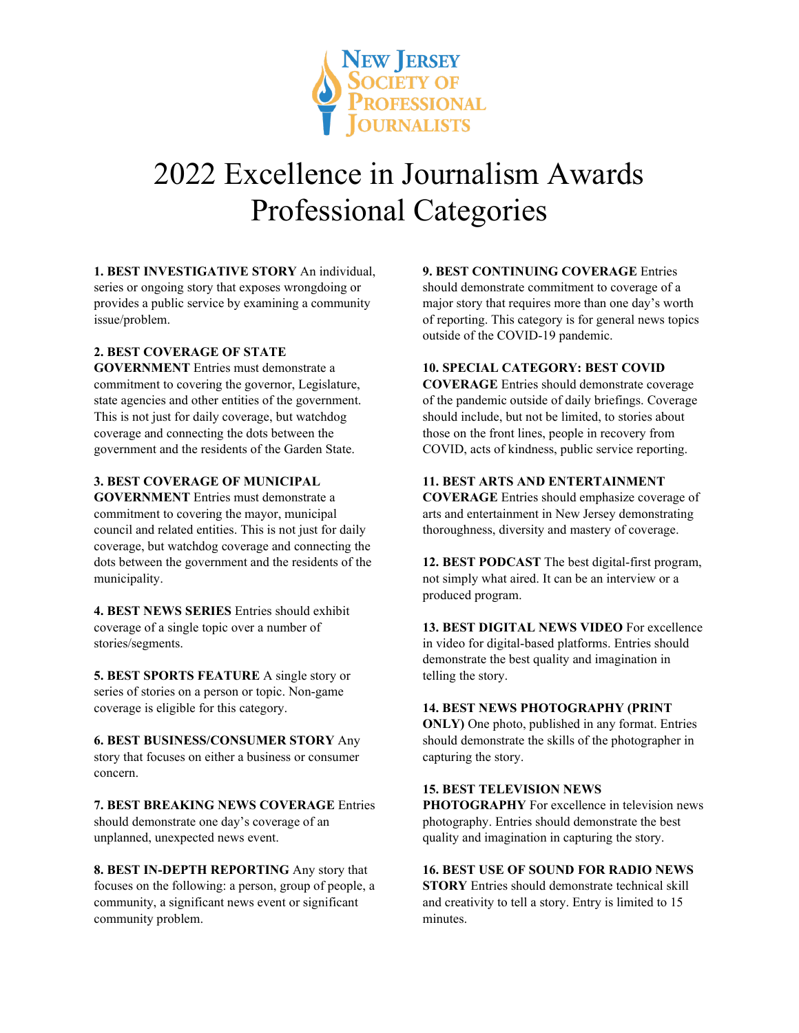New Jersey Society of Professional Journalists

# 2022 Excellence in Journalism Awards Professional Categories

**1. BEST INVESTIGATIVE STORY** An individual, series or ongoing story that exposes wrongdoing or provides a public service by examining a community issue/problem.

**2. BEST COVERAGE OF STATE GOVERNMENT** Entries must demonstrate a commitment to covering the governor, Legislature, state agencies and other entities of the government. This is not just for daily coverage, but watchdog coverage and connecting the dots between the government and the residents of the Garden State.

**3. BEST COVERAGE OF MUNICIPAL GOVERNMENT** Entries must demonstrate a commitment to covering the mayor, municipal council and related entities. This is not just for daily coverage, but watchdog coverage and connecting the dots between the government and the residents of the municipality.

**4. BEST NEWS SERIES** Entries should exhibit coverage of a single topic over a number of stories/segments.

**5. BEST SPORTS FEATURE** A single story or series of stories on a person or topic. Non-game coverage is eligible for this category.

**6. BEST BUSINESS/CONSUMER STORY** Any story that focuses on either a business or consumer concern.

**7. BEST BREAKING NEWS COVERAGE** Entries should demonstrate one day's coverage of an unplanned, unexpected news event.

**8. BEST IN-DEPTH REPORTING** Any story that focuses on the following: a person, group of people, a community, a significant news event or significant community problem.

**9. BEST CONTINUING COVERAGE** Entries should demonstrate commitment to coverage of a major story that requires more than one day's worth of reporting. This category is for general news topics outside of the COVID-19 pandemic.

**10. SPECIAL CATEGORY: BEST COVID COVERAGE** Entries should demonstrate coverage of the pandemic outside of daily briefings. Coverage should include, but not be limited, to stories about those on the front lines, people in recovery from COVID, acts of kindness, public service reporting.

**11. BEST ARTS AND ENTERTAINMENT COVERAGE** Entries should emphasize coverage of arts and entertainment in New Jersey demonstrating thoroughness, diversity and mastery of coverage.

**12. BEST PODCAST** The best digital-first program, not simply what aired. It can be an interview or a produced program.

**13. BEST DIGITAL NEWS VIDEO** For excellence in video for digital-based platforms. Entries should demonstrate the best quality and imagination in telling the story.

**14. BEST NEWS PHOTOGRAPHY (PRINT ONLY)** One photo, published in any format. Entries should demonstrate the skills of the photographer in capturing the story.

**15. BEST TELEVISION NEWS PHOTOGRAPHY** For excellence in television news photography. Entries should demonstrate the best quality and imagination in capturing the story.

**16. BEST USE OF SOUND FOR RADIO NEWS STORY** Entries should demonstrate technical skill and creativity to tell a story. Entry is limited to 15 minutes.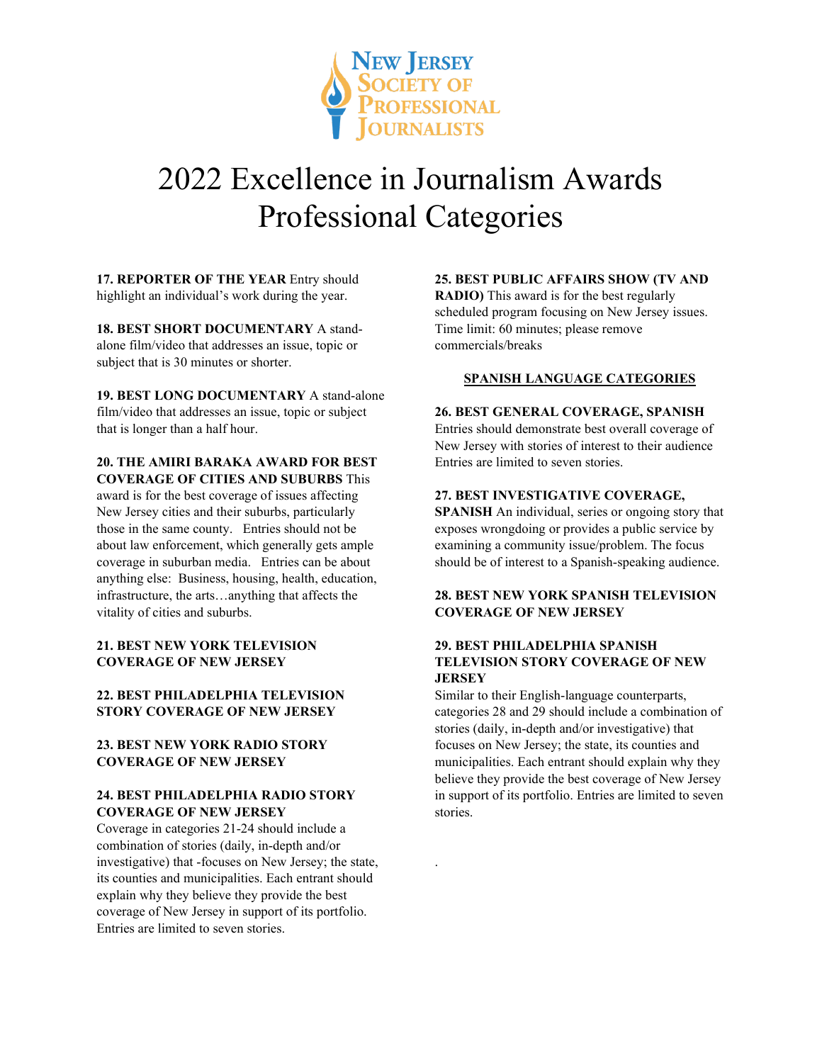New Jersey Society of Professional Journalists

# 2022 Excellence in Journalism Awards Professional Categories

**17. REPORTER OF THE YEAR** Entry should highlight an individual's work during the year.

**18. BEST SHORT DOCUMENTARY** A stand-alone film/video that addresses an issue, topic or subject that is 30 minutes or shorter.

**19. BEST LONG DOCUMENTARY** A stand-alone film/video that addresses an issue, topic or subject that is longer than a half hour.

**20. THE AMIRI BARAKA AWARD FOR BEST COVERAGE OF CITIES AND SUBURBS** This award is for the best coverage of issues affecting New Jersey cities and their suburbs, particularly those in the same county. Entries should not be about law enforcement, which generally gets ample coverage in suburban media. Entries can be about anything else: Business, housing, health, education, infrastructure, the arts…anything that affects the vitality of cities and suburbs.

**21. BEST NEW YORK TELEVISION COVERAGE OF NEW JERSEY**

**22. BEST PHILADELPHIA TELEVISION STORY COVERAGE OF NEW JERSEY**

**23. BEST NEW YORK RADIO STORY COVERAGE OF NEW JERSEY**

**24. BEST PHILADELPHIA RADIO STORY COVERAGE OF NEW JERSEY**

Coverage in categories 21-24 should include a combination of stories (daily, in-depth and/or investigative) that -focuses on New Jersey; the state, its counties and municipalities. Each entrant should explain why they believe they provide the best coverage of New Jersey in support of its portfolio. Entries are limited to seven stories.

**25. BEST PUBLIC AFFAIRS SHOW (TV AND RADIO)** This award is for the best regularly scheduled program focusing on New Jersey issues. Time limit: 60 minutes; please remove commercials/breaks

## SPANISH LANGUAGE CATEGORIES

**26. BEST GENERAL COVERAGE, SPANISH** Entries should demonstrate best overall coverage of New Jersey with stories of interest to their audience Entries are limited to seven stories.

**27. BEST INVESTIGATIVE COVERAGE, SPANISH** An individual, series or ongoing story that exposes wrongdoing or provides a public service by examining a community issue/problem. The focus should be of interest to a Spanish-speaking audience.

**28. BEST NEW YORK SPANISH TELEVISION COVERAGE OF NEW JERSEY**

**29. BEST PHILADELPHIA SPANISH TELEVISION STORY COVERAGE OF NEW JERSEY**

Similar to their English-language counterparts, categories 28 and 29 should include a combination of stories (daily, in-depth and/or investigative) that focuses on New Jersey; the state, its counties and municipalities. Each entrant should explain why they believe they provide the best coverage of New Jersey in support of its portfolio. Entries are limited to seven stories.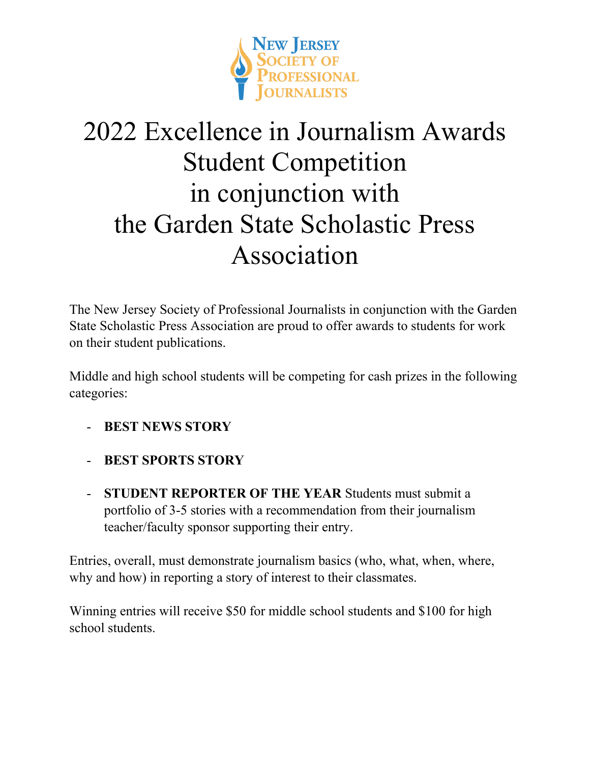New Jersey Society of Professional Journalists

# 2022 Excellence in Journalism Awards Student Competition in conjunction with the Garden State Scholastic Press Association

The New Jersey Society of Professional Journalists in conjunction with the Garden State Scholastic Press Association are proud to offer awards to students for work on their student publications.

Middle and high school students will be competing for cash prizes in the following categories:

- **BEST NEWS STORY**
- **BEST SPORTS STORY**
- **STUDENT REPORTER OF THE YEAR** Students must submit a portfolio of 3-5 stories with a recommendation from their journalism teacher/faculty sponsor supporting their entry.

Entries, overall, must demonstrate journalism basics (who, what, when, where, why and how) in reporting a story of interest to their classmates.

Winning entries will receive $50 for middle school students and $100 for high school students.